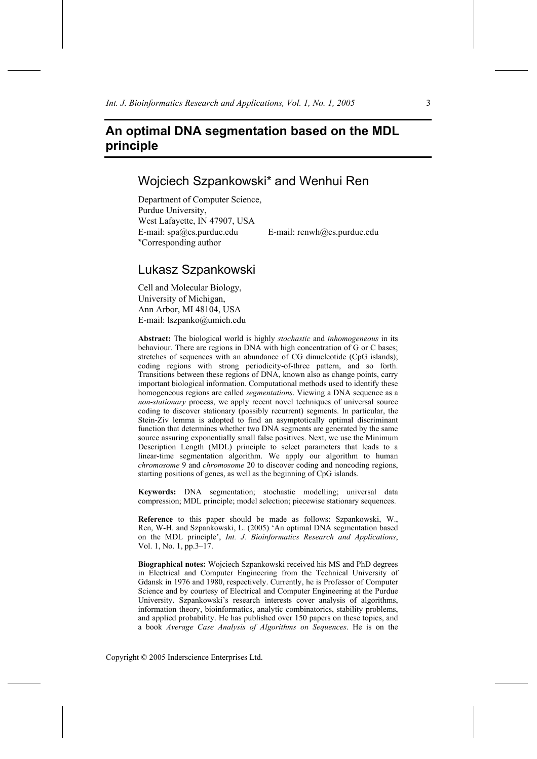# An optimal DNA segmentation based on the MDL principle

## Wojciech Szpankowski* and Wenhui Ren

Department of Computer Science,
Purdue University,
West Lafayette, IN 47907, USA
E-mail: spa@cs.purdue.edu  E-mail: renwh@cs.purdue.edu
*Corresponding author

## Lukasz Szpankowski

Cell and Molecular Biology,
University of Michigan,
Ann Arbor, MI 48104, USA
E-mail: lszpanko@umich.edu

**Abstract:** The biological world is highly *stochastic* and *inhomogeneous* in its behaviour. There are regions in DNA with high concentration of G or C bases; stretches of sequences with an abundance of CG dinucleotide (CpG islands); coding regions with strong periodicity-of-three pattern, and so forth. Transitions between these regions of DNA, known also as change points, carry important biological information. Computational methods used to identify these homogeneous regions are called *segmentations*. Viewing a DNA sequence as a *non-stationary* process, we apply recent novel techniques of universal source coding to discover stationary (possibly recurrent) segments. In particular, the Stein-Ziv lemma is adopted to find an asymptotically optimal discriminant function that determines whether two DNA segments are generated by the same source assuring exponentially small false positives. Next, we use the Minimum Description Length (MDL) principle to select parameters that leads to a linear-time segmentation algorithm. We apply our algorithm to human *chromosome* 9 and *chromosome* 20 to discover coding and noncoding regions, starting positions of genes, as well as the beginning of CpG islands.

**Keywords:** DNA segmentation; stochastic modelling; universal data compression; MDL principle; model selection; piecewise stationary sequences.

**Reference** to this paper should be made as follows: Szpankowski, W., Ren, W-H. and Szpankowski, L. (2005) 'An optimal DNA segmentation based on the MDL principle', *Int. J. Bioinformatics Research and Applications*, Vol. 1, No. 1, pp.3–17.

**Biographical notes:** Wojciech Szpankowski received his MS and PhD degrees in Electrical and Computer Engineering from the Technical University of Gdansk in 1976 and 1980, respectively. Currently, he is Professor of Computer Science and by courtesy of Electrical and Computer Engineering at the Purdue University. Szpankowski's research interests cover analysis of algorithms, information theory, bioinformatics, analytic combinatorics, stability problems, and applied probability. He has published over 150 papers on these topics, and a book *Average Case Analysis of Algorithms on Sequences*. He is on the

Copyright © 2005 Inderscience Enterprises Ltd.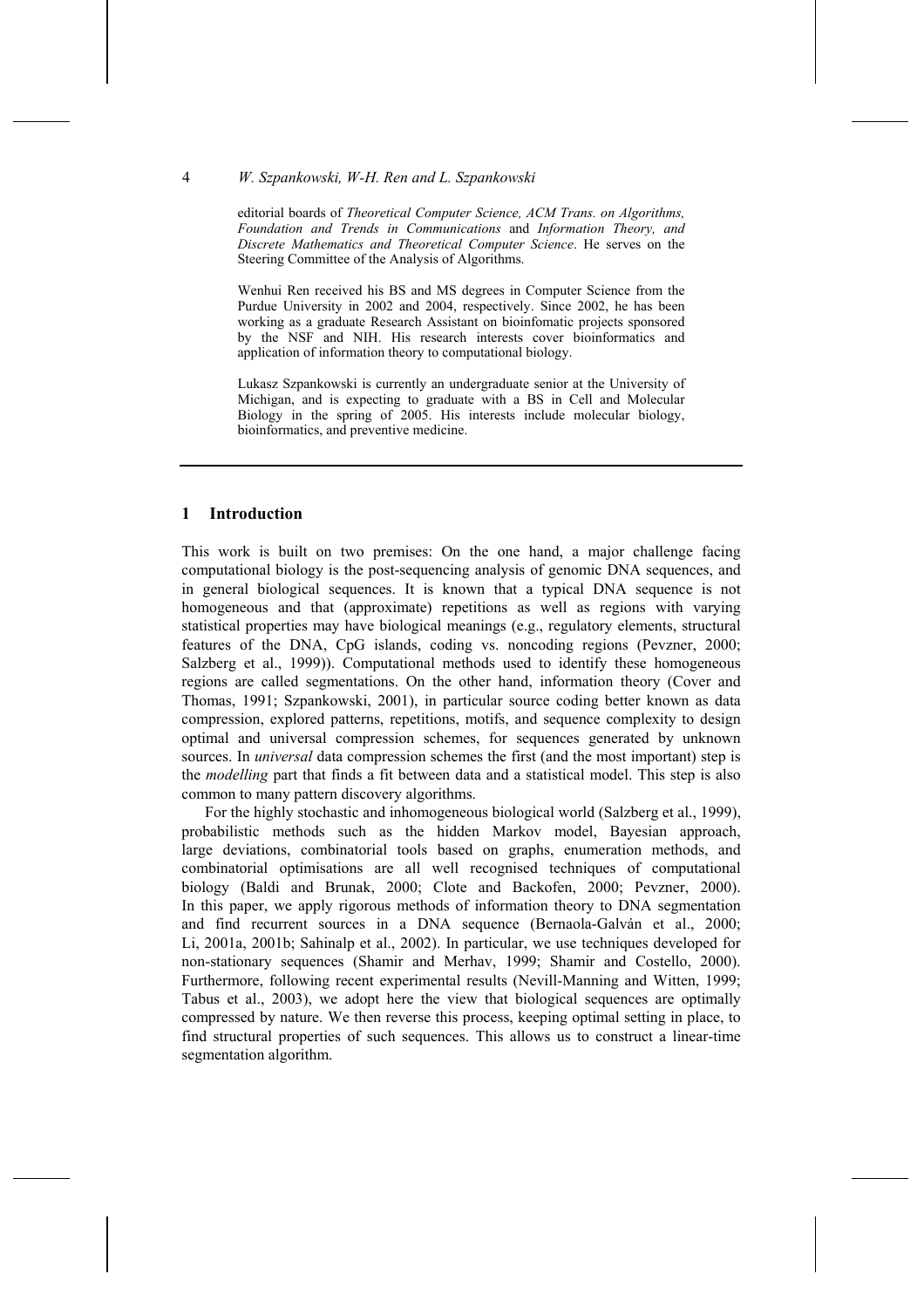editorial boards of *Theoretical Computer Science, ACM Trans. on Algorithms, Foundation and Trends in Communications* and *Information Theory, and Discrete Mathematics and Theoretical Computer Science*. He serves on the Steering Committee of the Analysis of Algorithms.

Wenhui Ren received his BS and MS degrees in Computer Science from the Purdue University in 2002 and 2004, respectively. Since 2002, he has been working as a graduate Research Assistant on bioinfomatic projects sponsored by the NSF and NIH. His research interests cover bioinformatics and application of information theory to computational biology.

Lukasz Szpankowski is currently an undergraduate senior at the University of Michigan, and is expecting to graduate with a BS in Cell and Molecular Biology in the spring of 2005. His interests include molecular biology, bioinformatics, and preventive medicine.

## 1 Introduction

This work is built on two premises: On the one hand, a major challenge facing computational biology is the post-sequencing analysis of genomic DNA sequences, and in general biological sequences. It is known that a typical DNA sequence is not homogeneous and that (approximate) repetitions as well as regions with varying statistical properties may have biological meanings (e.g., regulatory elements, structural features of the DNA, CpG islands, coding vs. noncoding regions (Pevzner, 2000; Salzberg et al., 1999)). Computational methods used to identify these homogeneous regions are called segmentations. On the other hand, information theory (Cover and Thomas, 1991; Szpankowski, 2001), in particular source coding better known as data compression, explored patterns, repetitions, motifs, and sequence complexity to design optimal and universal compression schemes, for sequences generated by unknown sources. In *universal* data compression schemes the first (and the most important) step is the *modelling* part that finds a fit between data and a statistical model. This step is also common to many pattern discovery algorithms.

For the highly stochastic and inhomogeneous biological world (Salzberg et al., 1999), probabilistic methods such as the hidden Markov model, Bayesian approach, large deviations, combinatorial tools based on graphs, enumeration methods, and combinatorial optimisations are all well recognised techniques of computational biology (Baldi and Brunak, 2000; Clote and Backofen, 2000; Pevzner, 2000). In this paper, we apply rigorous methods of information theory to DNA segmentation and find recurrent sources in a DNA sequence (Bernaola-Galván et al., 2000; Li, 2001a, 2001b; Sahinalp et al., 2002). In particular, we use techniques developed for non-stationary sequences (Shamir and Merhav, 1999; Shamir and Costello, 2000). Furthermore, following recent experimental results (Nevill-Manning and Witten, 1999; Tabus et al., 2003), we adopt here the view that biological sequences are optimally compressed by nature. We then reverse this process, keeping optimal setting in place, to find structural properties of such sequences. This allows us to construct a linear-time segmentation algorithm.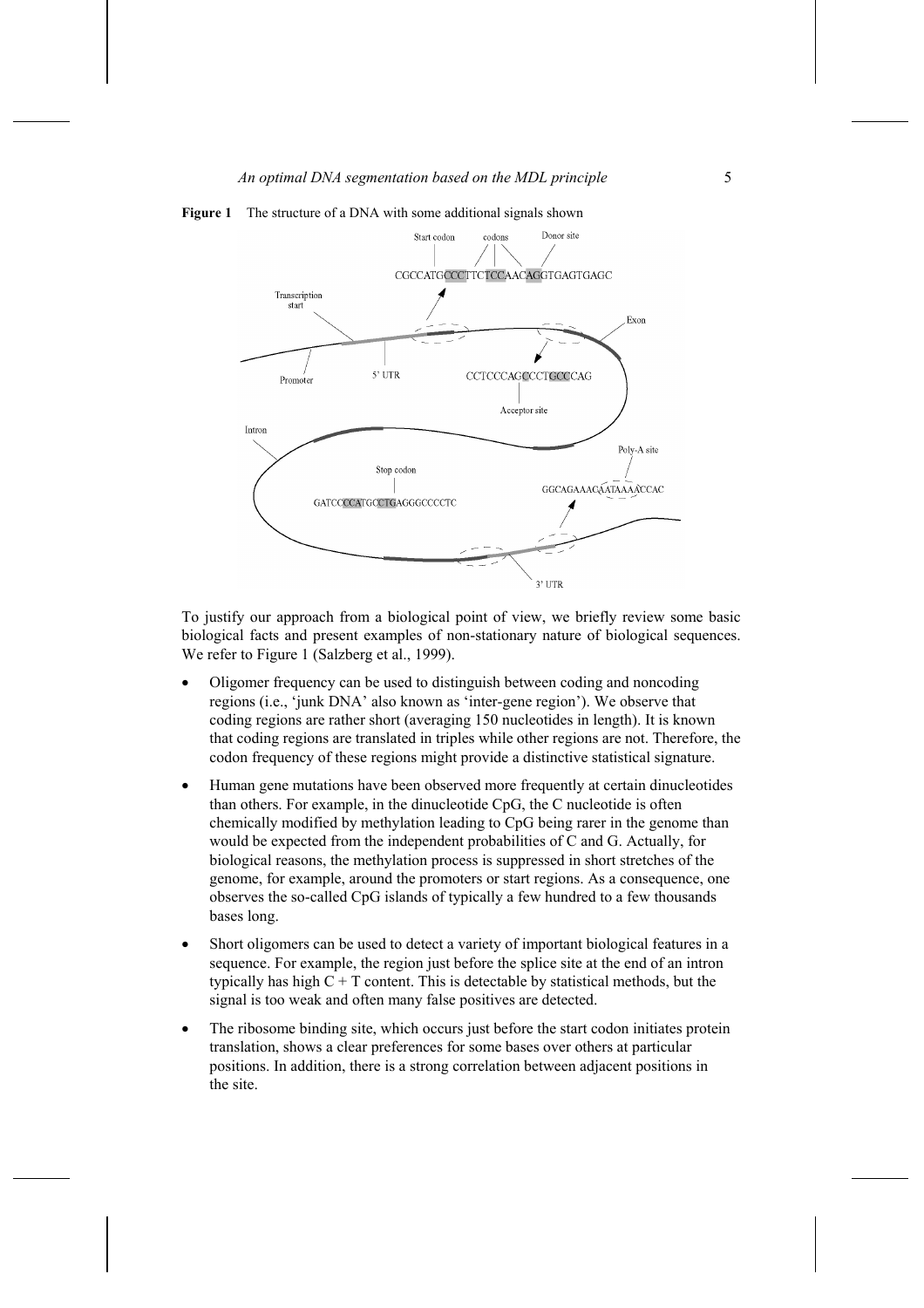**Figure 1** The structure of a DNA with some additional signals shown

To justify our approach from a biological point of view, we briefly review some basic biological facts and present examples of non-stationary nature of biological sequences. We refer to Figure 1 (Salzberg et al., 1999).

- Oligomer frequency can be used to distinguish between coding and noncoding regions (i.e., 'junk DNA' also known as 'inter-gene region'). We observe that coding regions are rather short (averaging 150 nucleotides in length). It is known that coding regions are translated in triples while other regions are not. Therefore, the codon frequency of these regions might provide a distinctive statistical signature.
- Human gene mutations have been observed more frequently at certain dinucleotides than others. For example, in the dinucleotide CpG, the C nucleotide is often chemically modified by methylation leading to CpG being rarer in the genome than would be expected from the independent probabilities of C and G. Actually, for biological reasons, the methylation process is suppressed in short stretches of the genome, for example, around the promoters or start regions. As a consequence, one observes the so-called CpG islands of typically a few hundred to a few thousands bases long.
- Short oligomers can be used to detect a variety of important biological features in a sequence. For example, the region just before the splice site at the end of an intron typically has high C + T content. This is detectable by statistical methods, but the signal is too weak and often many false positives are detected.
- The ribosome binding site, which occurs just before the start codon initiates protein translation, shows a clear preferences for some bases over others at particular positions. In addition, there is a strong correlation between adjacent positions in the site.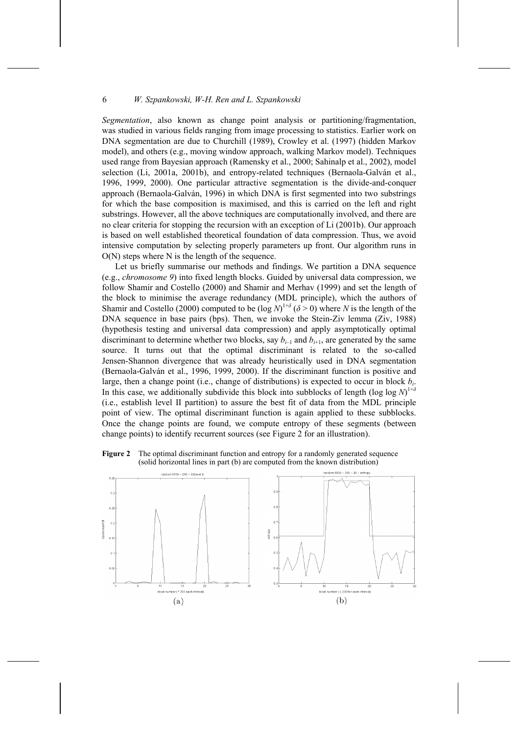*Segmentation*, also known as change point analysis or partitioning/fragmentation, was studied in various fields ranging from image processing to statistics. Earlier work on DNA segmentation are due to Churchill (1989), Crowley et al. (1997) (hidden Markov model), and others (e.g., moving window approach, walking Markov model). Techniques used range from Bayesian approach (Ramensky et al., 2000; Sahinalp et al., 2002), model selection (Li, 2001a, 2001b), and entropy-related techniques (Bernaola-Galván et al., 1996, 1999, 2000). One particular attractive segmentation is the divide-and-conquer approach (Bernaola-Galván, 1996) in which DNA is first segmented into two substrings for which the base composition is maximised, and this is carried on the left and right substrings. However, all the above techniques are computationally involved, and there are no clear criteria for stopping the recursion with an exception of Li (2001b). Our approach is based on well established theoretical foundation of data compression. Thus, we avoid intensive computation by selecting properly parameters up front. Our algorithm runs in O(N) steps where N is the length of the sequence.

Let us briefly summarise our methods and findings. We partition a DNA sequence (e.g., *chromosome 9*) into fixed length blocks. Guided by universal data compression, we follow Shamir and Costello (2000) and Shamir and Merhav (1999) and set the length of the block to minimise the average redundancy (MDL principle), which the authors of Shamir and Costello (2000) computed to be $(\log N)^{1+\delta}$ ($\delta > 0$) where $N$ is the length of the DNA sequence in base pairs (bps). Then, we invoke the Stein-Ziv lemma (Ziv, 1988) (hypothesis testing and universal data compression) and apply asymptotically optimal discriminant to determine whether two blocks, say $b_{i-1}$ and $b_{i+1}$, are generated by the same source. It turns out that the optimal discriminant is related to the so-called Jensen-Shannon divergence that was already heuristically used in DNA segmentation (Bernaola-Galván et al., 1996, 1999, 2000). If the discriminant function is positive and large, then a change point (i.e., change of distributions) is expected to occur in block $b_i$. In this case, we additionally subdivide this block into subblocks of length $(\log \log N)^{1+\delta}$ (i.e., establish level II partition) to assure the best fit of data from the MDL principle point of view. The optimal discriminant function is again applied to these subblocks. Once the change points are found, we compute entropy of these segments (between change points) to identify recurrent sources (see Figure 2 for an illustration).

**Figure 2** The optimal discriminant function and entropy for a randomly generated sequence (solid horizontal lines in part (b) are computed from the known distribution)

(a) (b)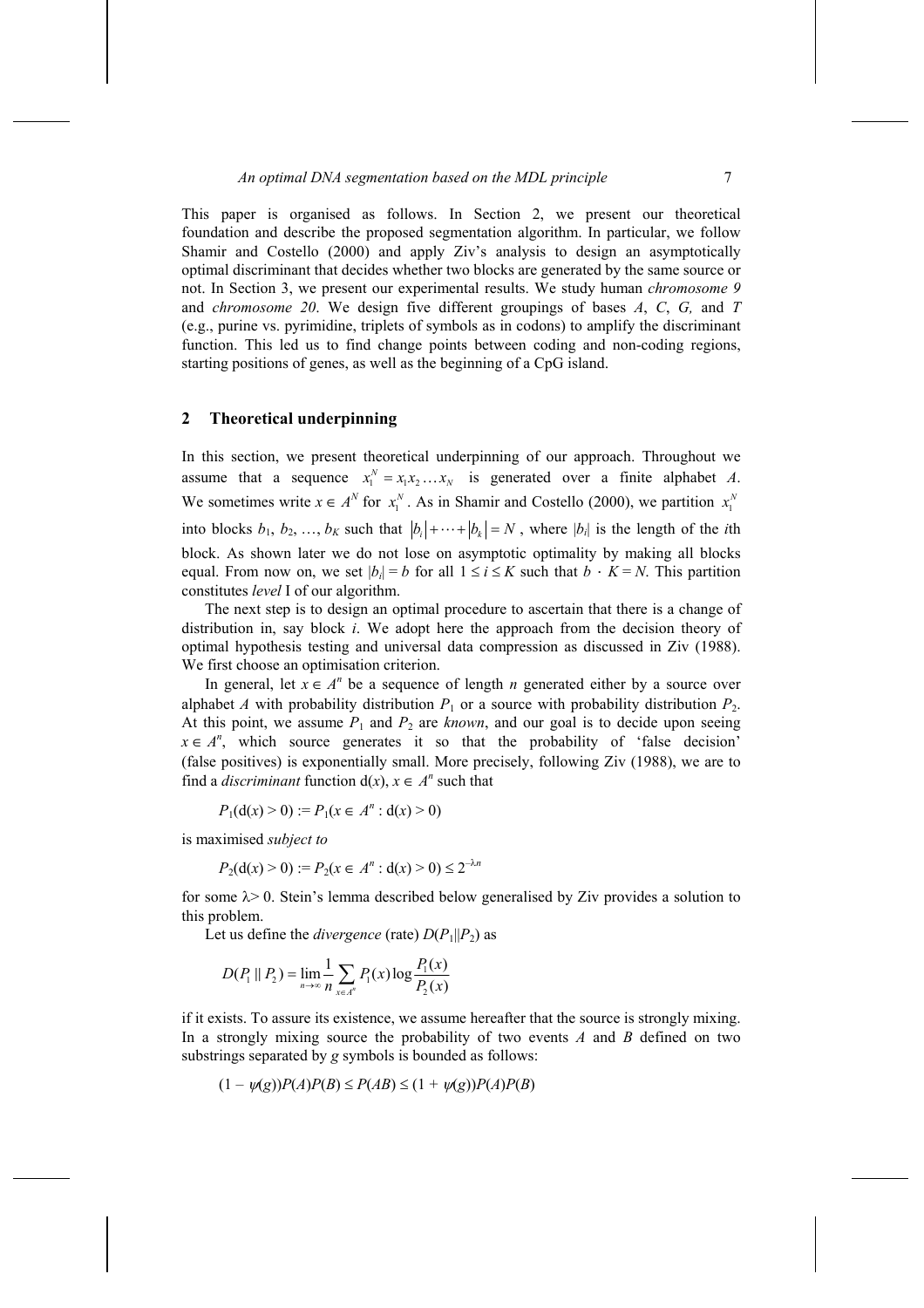This paper is organised as follows. In Section 2, we present our theoretical foundation and describe the proposed segmentation algorithm. In particular, we follow Shamir and Costello (2000) and apply Ziv's analysis to design an asymptotically optimal discriminant that decides whether two blocks are generated by the same source or not. In Section 3, we present our experimental results. We study human *chromosome 9* and *chromosome 20*. We design five different groupings of bases *A*, *C*, *G,* and *T* (e.g., purine vs. pyrimidine, triplets of symbols as in codons) to amplify the discriminant function. This led us to find change points between coding and non-coding regions, starting positions of genes, as well as the beginning of a CpG island.

## 2 Theoretical underpinning

In this section, we present theoretical underpinning of our approach. Throughout we assume that a sequence $x_1^N = x_1 x_2 \ldots x_N$ is generated over a finite alphabet $A$. We sometimes write $x \in A^N$ for $x_1^N$. As in Shamir and Costello (2000), we partition $x_1^N$ into blocks $b_1, b_2, \ldots, b_K$ such that $|b_i| + \cdots + |b_k| = N$, where $|b_i|$ is the length of the $i$th block. As shown later we do not lose on asymptotic optimality by making all blocks equal. From now on, we set $|b_i| = b$ for all $1 \le i \le K$ such that $b \cdot K = N$. This partition constitutes *level* I of our algorithm.

The next step is to design an optimal procedure to ascertain that there is a change of distribution in, say block $i$. We adopt here the approach from the decision theory of optimal hypothesis testing and universal data compression as discussed in Ziv (1988). We first choose an optimisation criterion.

In general, let $x \in A^n$ be a sequence of length $n$ generated either by a source over alphabet $A$ with probability distribution $P_1$ or a source with probability distribution $P_2$. At this point, we assume $P_1$ and $P_2$ are *known*, and our goal is to decide upon seeing $x \in A^n$, which source generates it so that the probability of 'false decision' (false positives) is exponentially small. More precisely, following Ziv (1988), we are to find a *discriminant* function $\mathrm{d}(x)$, $x \in A^n$ such that

$$P_1(\mathrm{d}(x) > 0) := P_1(x \in A^n : \mathrm{d}(x) > 0)$$

is maximised *subject to*

$$P_2(\mathrm{d}(x) > 0) := P_2(x \in A^n : \mathrm{d}(x) > 0) \le 2^{-\lambda n}$$

for some $\lambda > 0$. Stein's lemma described below generalised by Ziv provides a solution to this problem.

Let us define the *divergence* (rate) $D(P_1 \| P_2)$ as

$$D(P_1 \,\|\, P_2) = \lim_{n\to\infty} \frac{1}{n} \sum_{x \in A^n} P_1(x) \log \frac{P_1(x)}{P_2(x)}$$

if it exists. To assure its existence, we assume hereafter that the source is strongly mixing. In a strongly mixing source the probability of two events $A$ and $B$ defined on two substrings separated by $g$ symbols is bounded as follows:

$$(1 - \psi(g))P(A)P(B) \le P(AB) \le (1 + \psi(g))P(A)P(B)$$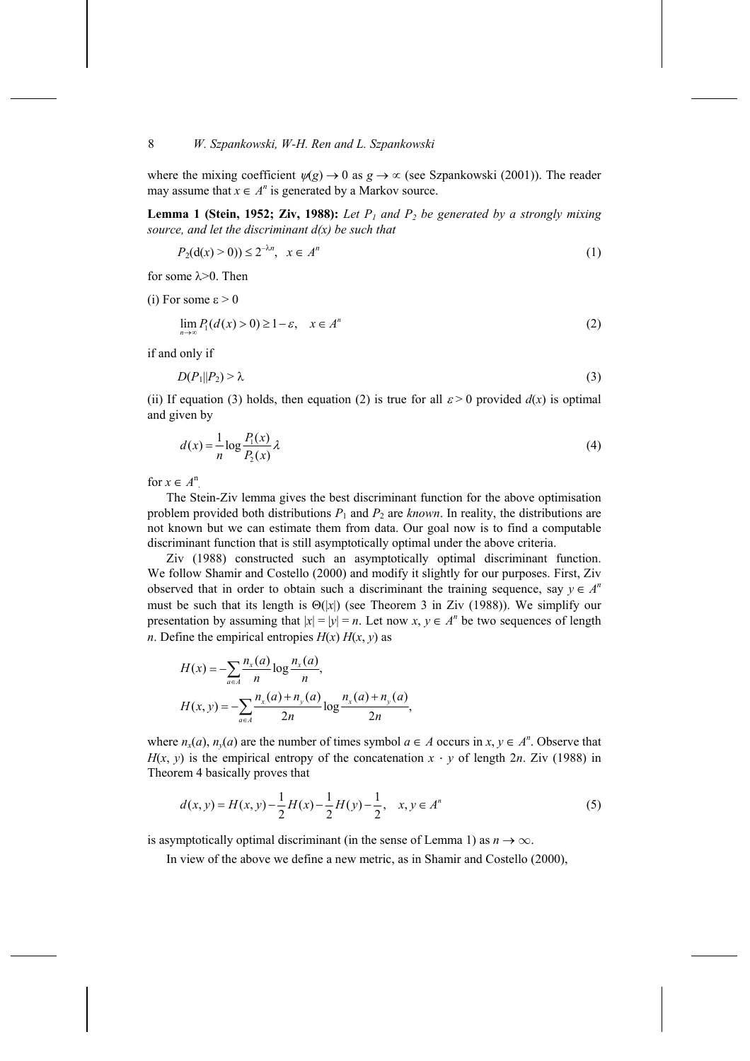where the mixing coefficient $\psi(g) \to 0$ as $g \to \infty$ (see Szpankowski (2001)). The reader may assume that $x \in A^n$ is generated by a Markov source.

**Lemma 1 (Stein, 1952; Ziv, 1988):** *Let $P_1$ and $P_2$ be generated by a strongly mixing source, and let the discriminant $d(x)$ be such that*

$$P_2(\mathrm{d}(x) > 0)) \leq 2^{-\lambda n}, \quad x \in A^n \tag{1}$$

for some $\lambda > 0$. Then

(i) For some $\varepsilon > 0$

$$\lim_{n\to\infty} P_1(d(x) > 0) \geq 1 - \varepsilon, \quad x \in A^n \tag{2}$$

if and only if

$$D(P_1 \| P_2) > \lambda \tag{3}$$

(ii) If equation (3) holds, then equation (2) is true for all $\varepsilon > 0$ provided $d(x)$ is optimal and given by

$$d(x) = \frac{1}{n} \log \frac{P_1(x)}{P_2(x)} \lambda \tag{4}$$

for $x \in A^n$.

The Stein-Ziv lemma gives the best discriminant function for the above optimisation problem provided both distributions $P_1$ and $P_2$ are *known*. In reality, the distributions are not known but we can estimate them from data. Our goal now is to find a computable discriminant function that is still asymptotically optimal under the above criteria.

Ziv (1988) constructed such an asymptotically optimal discriminant function. We follow Shamir and Costello (2000) and modify it slightly for our purposes. First, Ziv observed that in order to obtain such a discriminant the training sequence, say $y \in A^n$ must be such that its length is $\Theta(|x|)$ (see Theorem 3 in Ziv (1988)). We simplify our presentation by assuming that $|x| = |y| = n$. Let now $x, y \in A^n$ be two sequences of length $n$. Define the empirical entropies $H(x)$ $H(x, y)$ as

$$H(x) = -\sum_{a \in A} \frac{n_x(a)}{n} \log \frac{n_x(a)}{n},$$

$$H(x, y) = -\sum_{a \in A} \frac{n_x(a) + n_y(a)}{2n} \log \frac{n_x(a) + n_y(a)}{2n},$$

where $n_x(a)$, $n_y(a)$ are the number of times symbol $a \in A$ occurs in $x, y \in A^n$. Observe that $H(x, y)$ is the empirical entropy of the concatenation $x \cdot y$ of length $2n$. Ziv (1988) in Theorem 4 basically proves that

$$d(x, y) = H(x, y) - \frac{1}{2} H(x) - \frac{1}{2} H(y) - \frac{1}{2}, \quad x, y \in A^n \tag{5}$$

is asymptotically optimal discriminant (in the sense of Lemma 1) as $n \to \infty$.

In view of the above we define a new metric, as in Shamir and Costello (2000),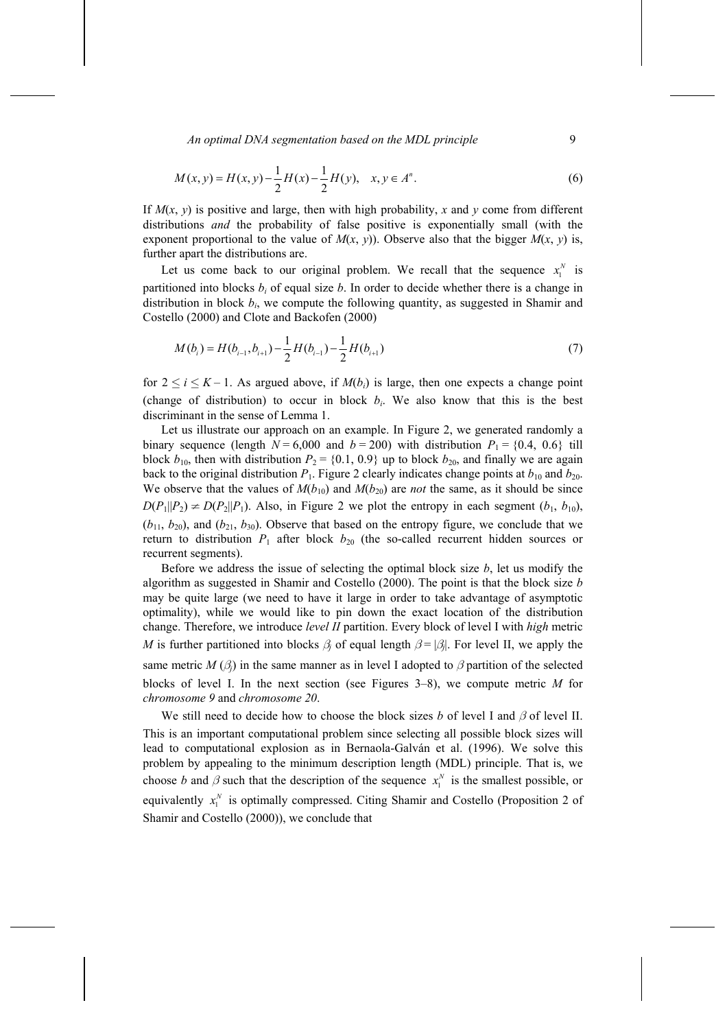$$M(x,y) = H(x,y) - \frac{1}{2}H(x) - \frac{1}{2}H(y), \quad x, y \in A^n. \tag{6}$$

If $M(x, y)$ is positive and large, then with high probability, $x$ and $y$ come from different distributions *and* the probability of false positive is exponentially small (with the exponent proportional to the value of $M(x, y)$). Observe also that the bigger $M(x, y)$ is, further apart the distributions are.

Let us come back to our original problem. We recall that the sequence $x_1^N$ is partitioned into blocks $b_i$ of equal size $b$. In order to decide whether there is a change in distribution in block $b_i$, we compute the following quantity, as suggested in Shamir and Costello (2000) and Clote and Backofen (2000)

$$M(b_i) = H(b_{i-1}, b_{i+1}) - \frac{1}{2}H(b_{i-1}) - \frac{1}{2}H(b_{i+1}) \tag{7}$$

for $2 \leq i \leq K - 1$. As argued above, if $M(b_i)$ is large, then one expects a change point (change of distribution) to occur in block $b_i$. We also know that this is the best discriminant in the sense of Lemma 1.

Let us illustrate our approach on an example. In Figure 2, we generated randomly a binary sequence (length $N = 6{,}000$ and $b = 200$) with distribution $P_1 = \{0.4, 0.6\}$ till block $b_{10}$, then with distribution $P_2 = \{0.1, 0.9\}$ up to block $b_{20}$, and finally we are again back to the original distribution $P_1$. Figure 2 clearly indicates change points at $b_{10}$ and $b_{20}$. We observe that the values of $M(b_{10})$ and $M(b_{20})$ are *not* the same, as it should be since $D(P_1 \| P_2) \neq D(P_2 \| P_1)$. Also, in Figure 2 we plot the entropy in each segment ($b_1$, $b_{10}$), ($b_{11}$, $b_{20}$), and ($b_{21}$, $b_{30}$). Observe that based on the entropy figure, we conclude that we return to distribution $P_1$ after block $b_{20}$ (the so-called recurrent hidden sources or recurrent segments).

Before we address the issue of selecting the optimal block size $b$, let us modify the algorithm as suggested in Shamir and Costello (2000). The point is that the block size $b$ may be quite large (we need to have it large in order to take advantage of asymptotic optimality), while we would like to pin down the exact location of the distribution change. Therefore, we introduce *level II* partition. Every block of level I with *high* metric $M$ is further partitioned into blocks $\beta_j$ of equal length $\beta = |\beta_j|$. For level II, we apply the same metric $M(\beta_j)$ in the same manner as in level I adopted to $\beta$ partition of the selected blocks of level I. In the next section (see Figures 3–8), we compute metric $M$ for *chromosome 9* and *chromosome 20*.

We still need to decide how to choose the block sizes $b$ of level I and $\beta$ of level II. This is an important computational problem since selecting all possible block sizes will lead to computational explosion as in Bernaola-Galván et al. (1996). We solve this problem by appealing to the minimum description length (MDL) principle. That is, we choose $b$ and $\beta$ such that the description of the sequence $x_1^N$ is the smallest possible, or equivalently $x_1^N$ is optimally compressed. Citing Shamir and Costello (Proposition 2 of Shamir and Costello (2000)), we conclude that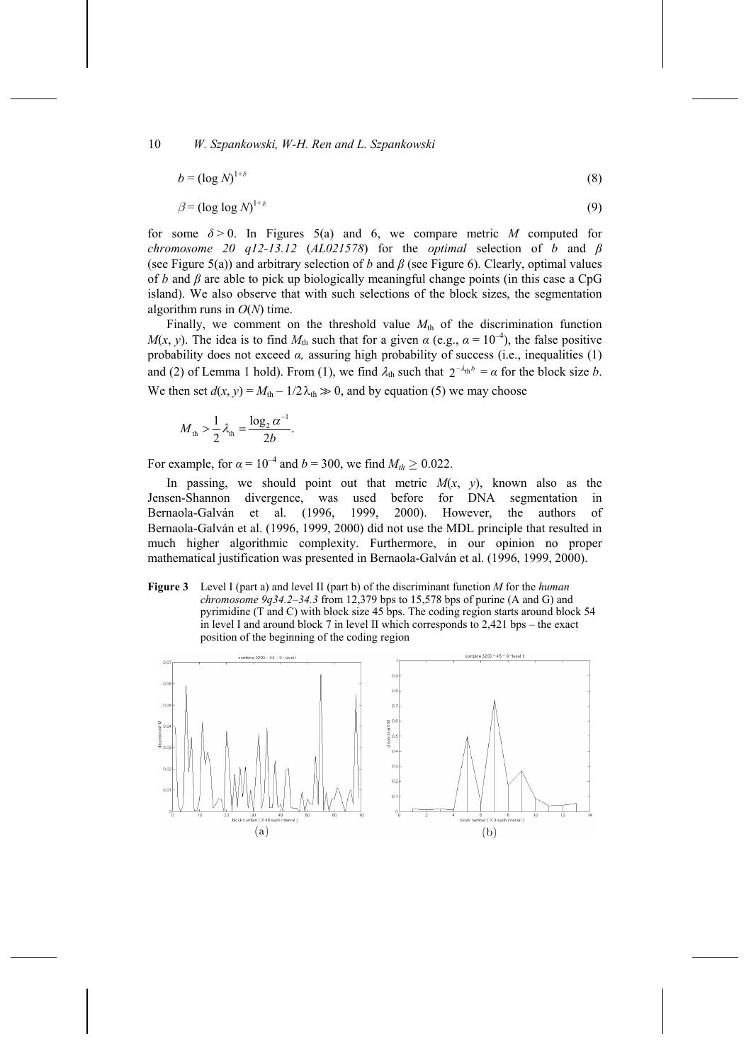$$b = (\log N)^{1+\delta} \tag{8}$$

$$\beta = (\log \log N)^{1+\delta} \tag{9}$$

for some $\delta > 0$. In Figures 5(a) and 6, we compare metric $M$ computed for *chromosome 20 q12-13.12* (*AL021578*) for the *optimal* selection of $b$ and $\beta$ (see Figure 5(a)) and arbitrary selection of $b$ and $\beta$ (see Figure 6). Clearly, optimal values of $b$ and $\beta$ are able to pick up biologically meaningful change points (in this case a CpG island). We also observe that with such selections of the block sizes, the segmentation algorithm runs in $O(N)$ time.

Finally, we comment on the threshold value $M_{\text{th}}$ of the discrimination function $M(x, y)$. The idea is to find $M_{\text{th}}$ such that for a given $\alpha$ (e.g., $\alpha = 10^{-4}$), the false positive probability does not exceed $\alpha$, assuring high probability of success (i.e., inequalities (1) and (2) of Lemma 1 hold). From (1), we find $\lambda_{\text{th}}$ such that $2^{-\lambda_{\text{th}} b} = \alpha$ for the block size $b$. We then set $d(x, y) = M_{\text{th}} - 1/2\,\lambda_{\text{th}} \gg 0$, and by equation (5) we may choose

$$M_{\text{th}} > \frac{1}{2}\lambda_{\text{th}} = \frac{\log_2 \alpha^{-1}}{2b}.$$

For example, for $\alpha = 10^{-4}$ and $b = 300$, we find $M_{th} \geq 0.022$.

In passing, we should point out that metric $M(x, y)$, known also as the Jensen-Shannon divergence, was used before for DNA segmentation in Bernaola-Galván et al. (1996, 1999, 2000). However, the authors of Bernaola-Galván et al. (1996, 1999, 2000) did not use the MDL principle that resulted in much higher algorithmic complexity. Furthermore, in our opinion no proper mathematical justification was presented in Bernaola-Galván et al. (1996, 1999, 2000).

**Figure 3** Level I (part a) and level II (part b) of the discriminant function $M$ for the *human chromosome 9q34.2–34.3* from 12,379 bps to 15,578 bps of purine (A and G) and pyrimidine (T and C) with block size 45 bps. The coding region starts around block 54 in level I and around block 7 in level II which corresponds to 2,421 bps – the exact position of the beginning of the coding region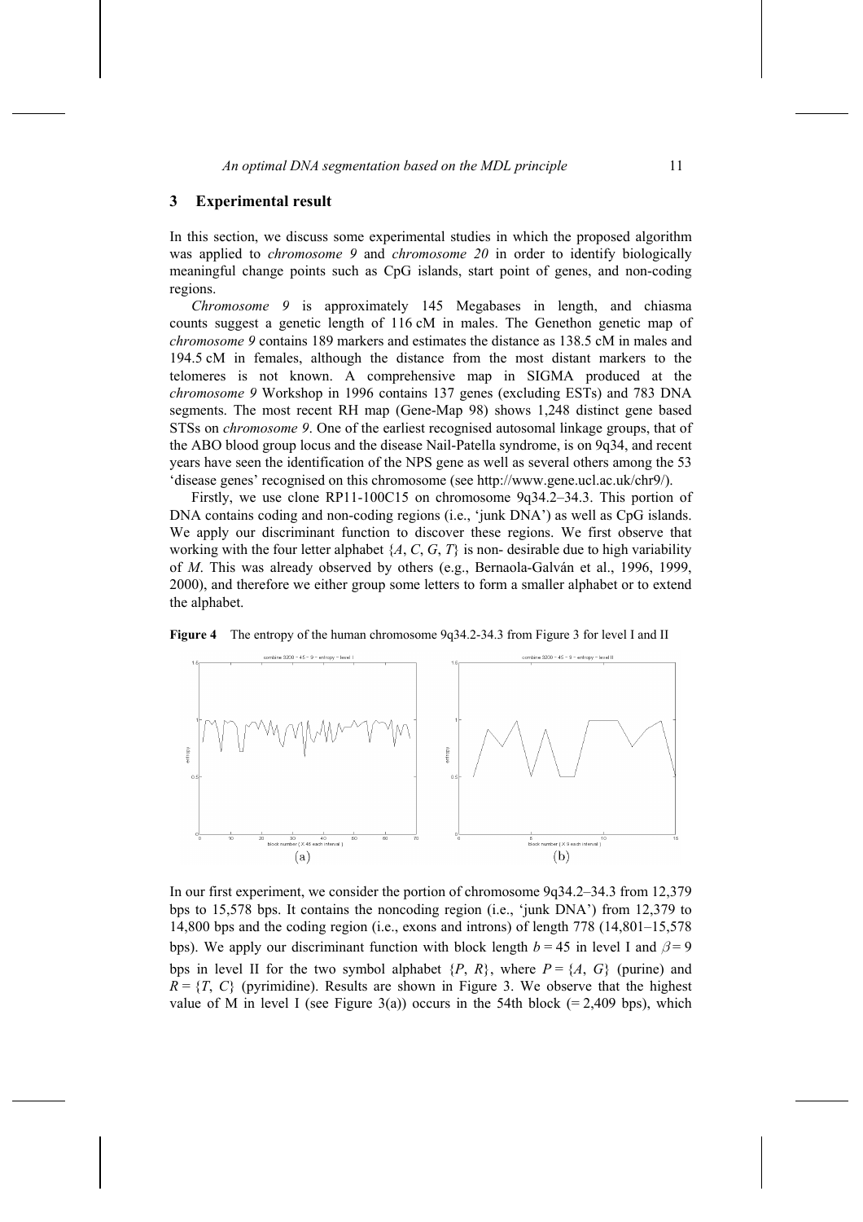## 3 Experimental result

In this section, we discuss some experimental studies in which the proposed algorithm was applied to *chromosome 9* and *chromosome 20* in order to identify biologically meaningful change points such as CpG islands, start point of genes, and non-coding regions.

*Chromosome 9* is approximately 145 Megabases in length, and chiasma counts suggest a genetic length of 116 cM in males. The Genethon genetic map of *chromosome 9* contains 189 markers and estimates the distance as 138.5 cM in males and 194.5 cM in females, although the distance from the most distant markers to the telomeres is not known. A comprehensive map in SIGMA produced at the *chromosome 9* Workshop in 1996 contains 137 genes (excluding ESTs) and 783 DNA segments. The most recent RH map (Gene-Map 98) shows 1,248 distinct gene based STSs on *chromosome 9*. One of the earliest recognised autosomal linkage groups, that of the ABO blood group locus and the disease Nail-Patella syndrome, is on 9q34, and recent years have seen the identification of the NPS gene as well as several others among the 53 'disease genes' recognised on this chromosome (see http://www.gene.ucl.ac.uk/chr9/).

Firstly, we use clone RP11-100C15 on chromosome 9q34.2–34.3. This portion of DNA contains coding and non-coding regions (i.e., 'junk DNA') as well as CpG islands. We apply our discriminant function to discover these regions. We first observe that working with the four letter alphabet $\{A, C, G, T\}$ is non- desirable due to high variability of $M$. This was already observed by others (e.g., Bernaola-Galván et al., 1996, 1999, 2000), and therefore we either group some letters to form a smaller alphabet or to extend the alphabet.

**Figure 4** The entropy of the human chromosome 9q34.2-34.3 from Figure 3 for level I and II

In our first experiment, we consider the portion of chromosome 9q34.2–34.3 from 12,379 bps to 15,578 bps. It contains the noncoding region (i.e., 'junk DNA') from 12,379 to 14,800 bps and the coding region (i.e., exons and introns) of length 778 (14,801–15,578 bps). We apply our discriminant function with block length $b = 45$ in level I and $\beta = 9$ bps in level II for the two symbol alphabet $\{P, R\}$, where $P = \{A, G\}$ (purine) and $R = \{T, C\}$ (pyrimidine). Results are shown in Figure 3. We observe that the highest value of M in level I (see Figure 3(a)) occurs in the 54th block (= 2,409 bps), which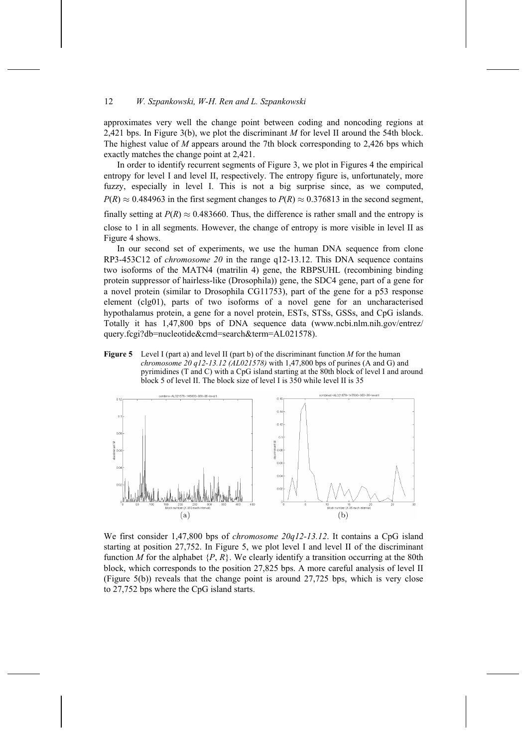approximates very well the change point between coding and noncoding regions at 2,421 bps. In Figure 3(b), we plot the discriminant $M$ for level II around the 54th block. The highest value of $M$ appears around the 7th block corresponding to 2,426 bps which exactly matches the change point at 2,421.

In order to identify recurrent segments of Figure 3, we plot in Figures 4 the empirical entropy for level I and level II, respectively. The entropy figure is, unfortunately, more fuzzy, especially in level I. This is not a big surprise since, as we computed, $P(R) \approx 0.484963$ in the first segment changes to $P(R) \approx 0.376813$ in the second segment, finally setting at $P(R) \approx 0.483660$. Thus, the difference is rather small and the entropy is close to 1 in all segments. However, the change of entropy is more visible in level II as Figure 4 shows.

In our second set of experiments, we use the human DNA sequence from clone RP3-453C12 of *chromosome 20* in the range q12-13.12. This DNA sequence contains two isoforms of the MATN4 (matrilin 4) gene, the RBPSUHL (recombining binding protein suppressor of hairless-like (Drosophila)) gene, the SDC4 gene, part of a gene for a novel protein (similar to Drosophila CG11753), part of the gene for a p53 response element (clg01), parts of two isoforms of a novel gene for an uncharacterised hypothalamus protein, a gene for a novel protein, ESTs, STSs, GSSs, and CpG islands. Totally it has 1,47,800 bps of DNA sequence data (www.ncbi.nlm.nih.gov/entrez/query.fcgi?db=nucleotide&cmd=search&term=AL021578).

**Figure 5** Level I (part a) and level II (part b) of the discriminant function $M$ for the human *chromosome 20 q12-13.12 (AL021578)* with 1,47,800 bps of purines (A and G) and pyrimidines (T and C) with a CpG island starting at the 80th block of level I and around block 5 of level II. The block size of level I is 350 while level II is 35

We first consider 1,47,800 bps of *chromosome 20q12-13.12*. It contains a CpG island starting at position 27,752. In Figure 5, we plot level I and level II of the discriminant function $M$ for the alphabet $\{P, R\}$. We clearly identify a transition occurring at the 80th block, which corresponds to the position 27,825 bps. A more careful analysis of level II (Figure 5(b)) reveals that the change point is around 27,725 bps, which is very close to 27,752 bps where the CpG island starts.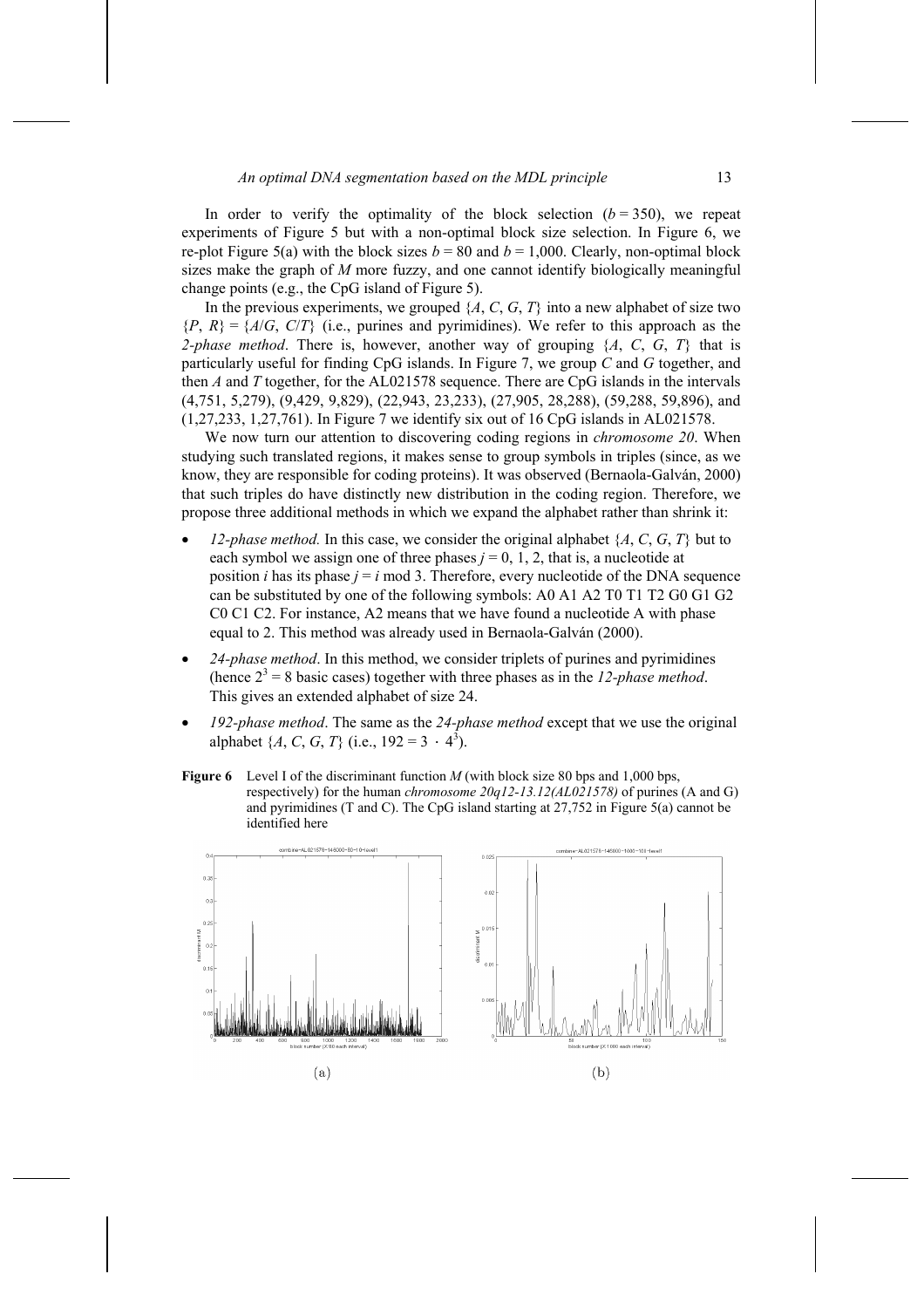In order to verify the optimality of the block selection ($b = 350$), we repeat experiments of Figure 5 but with a non-optimal block size selection. In Figure 6, we re-plot Figure 5(a) with the block sizes $b = 80$ and $b = 1,000$. Clearly, non-optimal block sizes make the graph of $M$ more fuzzy, and one cannot identify biologically meaningful change points (e.g., the CpG island of Figure 5).

In the previous experiments, we grouped $\{A, C, G, T\}$ into a new alphabet of size two $\{P, R\} = \{A/G, C/T\}$ (i.e., purines and pyrimidines). We refer to this approach as the *2-phase method*. There is, however, another way of grouping $\{A, C, G, T\}$ that is particularly useful for finding CpG islands. In Figure 7, we group $C$ and $G$ together, and then $A$ and $T$ together, for the AL021578 sequence. There are CpG islands in the intervals (4,751, 5,279), (9,429, 9,829), (22,943, 23,233), (27,905, 28,288), (59,288, 59,896), and (1,27,233, 1,27,761). In Figure 7 we identify six out of 16 CpG islands in AL021578.

We now turn our attention to discovering coding regions in *chromosome 20*. When studying such translated regions, it makes sense to group symbols in triples (since, as we know, they are responsible for coding proteins). It was observed (Bernaola-Galván, 2000) that such triples do have distinctly new distribution in the coding region. Therefore, we propose three additional methods in which we expand the alphabet rather than shrink it:

- *12-phase method.* In this case, we consider the original alphabet $\{A, C, G, T\}$ but to each symbol we assign one of three phases $j = 0, 1, 2$, that is, a nucleotide at position $i$ has its phase $j = i \bmod 3$. Therefore, every nucleotide of the DNA sequence can be substituted by one of the following symbols: A0 A1 A2 T0 T1 T2 G0 G1 G2 C0 C1 C2. For instance, A2 means that we have found a nucleotide A with phase equal to 2. This method was already used in Bernaola-Galván (2000).
- *24-phase method*. In this method, we consider triplets of purines and pyrimidines (hence $2^3 = 8$ basic cases) together with three phases as in the *12-phase method*. This gives an extended alphabet of size 24.
- *192-phase method*. The same as the *24-phase method* except that we use the original alphabet $\{A, C, G, T\}$ (i.e., $192 = 3 \cdot 4^3$).

**Figure 6** Level I of the discriminant function $M$ (with block size 80 bps and 1,000 bps, respectively) for the human *chromosome 20q12-13.12(AL021578)* of purines (A and G) and pyrimidines (T and C). The CpG island starting at 27,752 in Figure 5(a) cannot be identified here

(a) (b)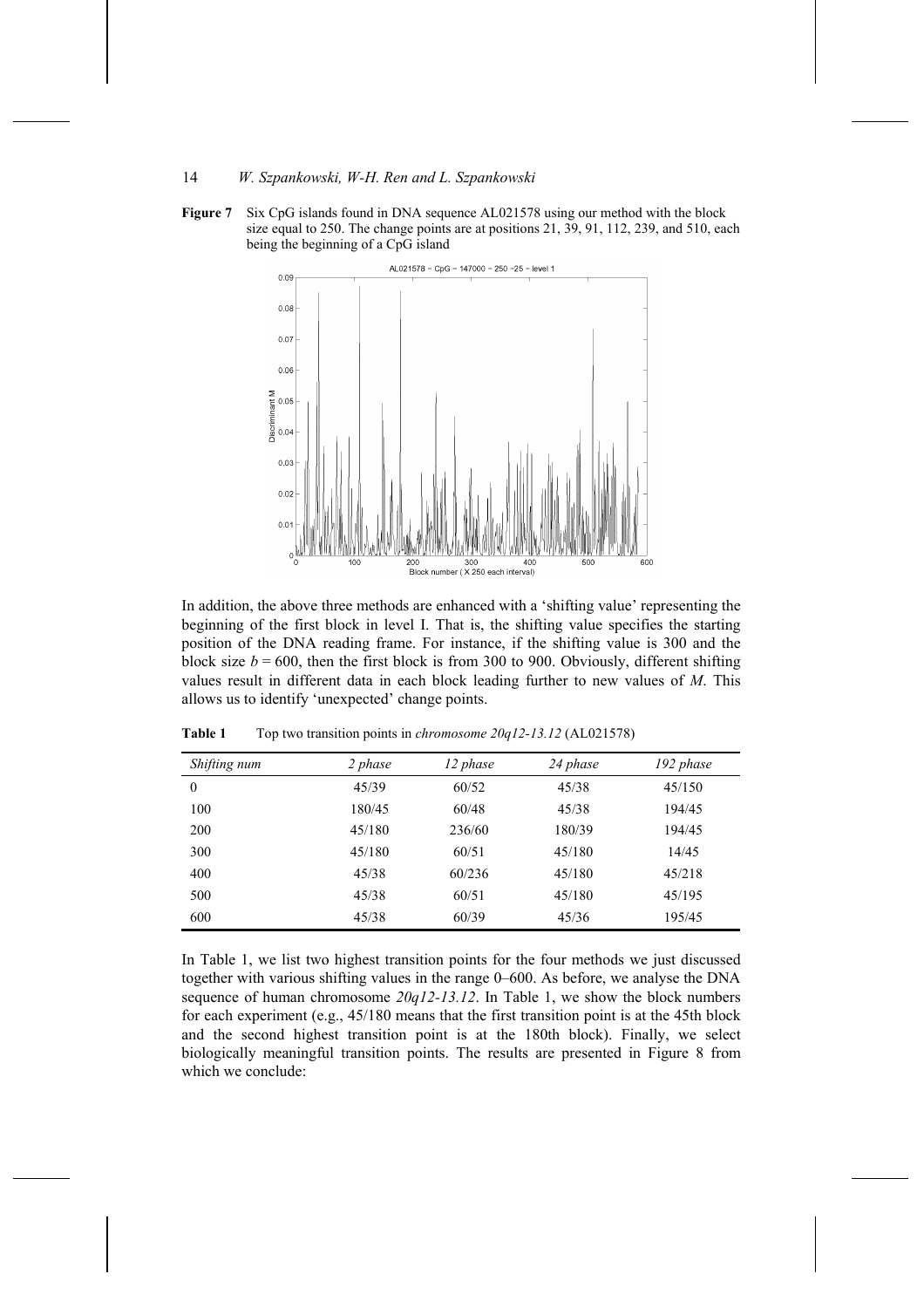**Figure 7** Six CpG islands found in DNA sequence AL021578 using our method with the block size equal to 250. The change points are at positions 21, 39, 91, 112, 239, and 510, each being the beginning of a CpG island

In addition, the above three methods are enhanced with a 'shifting value' representing the beginning of the first block in level I. That is, the shifting value specifies the starting position of the DNA reading frame. For instance, if the shifting value is 300 and the block size $b = 600$, then the first block is from 300 to 900. Obviously, different shifting values result in different data in each block leading further to new values of $M$. This allows us to identify 'unexpected' change points.

**Table 1** Top two transition points in *chromosome 20q12-13.12* (AL021578)

| *Shifting num* | *2 phase* | *12 phase* | *24 phase* | *192 phase* |
|---|---|---|---|---|
| 0 | 45/39 | 60/52 | 45/38 | 45/150 |
| 100 | 180/45 | 60/48 | 45/38 | 194/45 |
| 200 | 45/180 | 236/60 | 180/39 | 194/45 |
| 300 | 45/180 | 60/51 | 45/180 | 14/45 |
| 400 | 45/38 | 60/236 | 45/180 | 45/218 |
| 500 | 45/38 | 60/51 | 45/180 | 45/195 |
| 600 | 45/38 | 60/39 | 45/36 | 195/45 |

In Table 1, we list two highest transition points for the four methods we just discussed together with various shifting values in the range 0–600. As before, we analyse the DNA sequence of human chromosome *20q12-13.12*. In Table 1, we show the block numbers for each experiment (e.g., 45/180 means that the first transition point is at the 45th block and the second highest transition point is at the 180th block). Finally, we select biologically meaningful transition points. The results are presented in Figure 8 from which we conclude: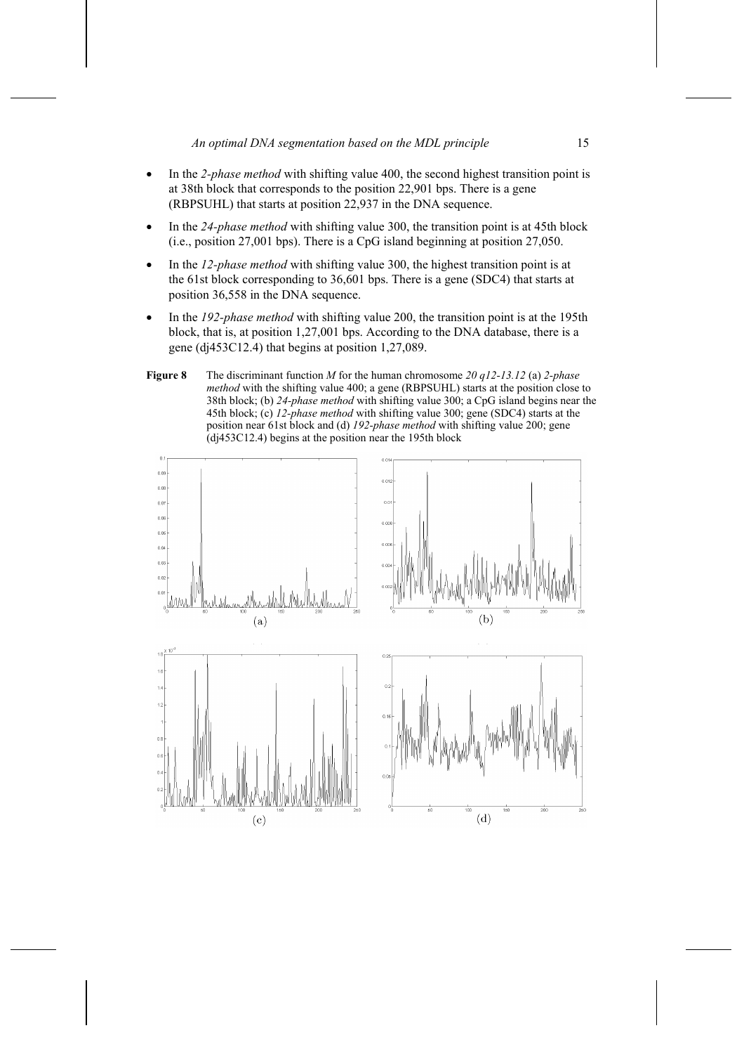- In the *2-phase method* with shifting value 400, the second highest transition point is at 38th block that corresponds to the position 22,901 bps. There is a gene (RBPSUHL) that starts at position 22,937 in the DNA sequence.
- In the *24-phase method* with shifting value 300, the transition point is at 45th block (i.e., position 27,001 bps). There is a CpG island beginning at position 27,050.
- In the *12-phase method* with shifting value 300, the highest transition point is at the 61st block corresponding to 36,601 bps. There is a gene (SDC4) that starts at position 36,558 in the DNA sequence.
- In the *192-phase method* with shifting value 200, the transition point is at the 195th block, that is, at position 1,27,001 bps. According to the DNA database, there is a gene (dj453C12.4) that begins at position 1,27,089.

**Figure 8** The discriminant function $M$ for the human chromosome *20 q12-13.12* (a) *2-phase method* with the shifting value 400; a gene (RBPSUHL) starts at the position close to 38th block; (b) *24-phase method* with shifting value 300; a CpG island begins near the 45th block; (c) *12-phase method* with shifting value 300; gene (SDC4) starts at the position near 61st block and (d) *192-phase method* with shifting value 200; gene (dj453C12.4) begins at the position near the 195th block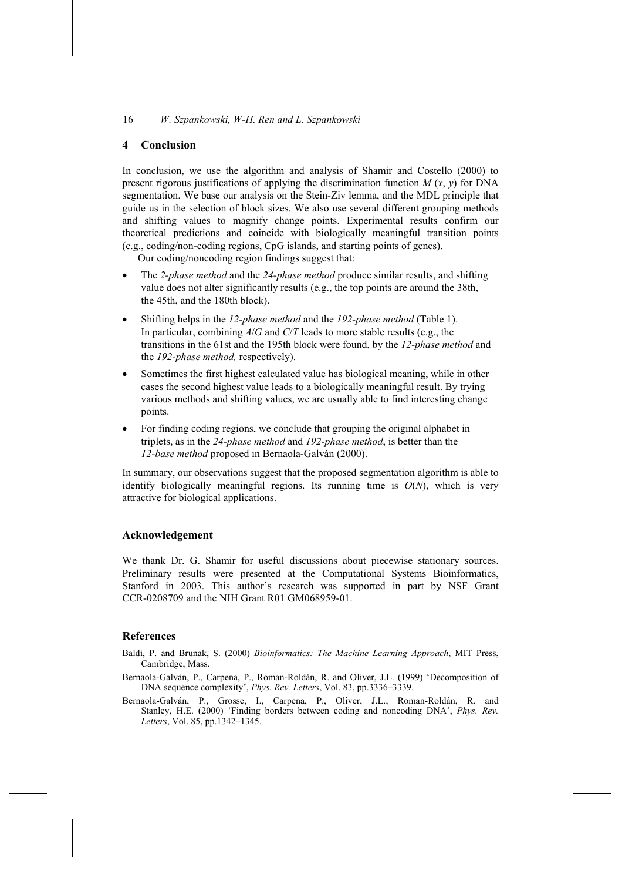## 4 Conclusion

In conclusion, we use the algorithm and analysis of Shamir and Costello (2000) to present rigorous justifications of applying the discrimination function $M(x, y)$ for DNA segmentation. We base our analysis on the Stein-Ziv lemma, and the MDL principle that guide us in the selection of block sizes. We also use several different grouping methods and shifting values to magnify change points. Experimental results confirm our theoretical predictions and coincide with biologically meaningful transition points (e.g., coding/non-coding regions, CpG islands, and starting points of genes).

Our coding/noncoding region findings suggest that:

- The *2-phase method* and the *24-phase method* produce similar results, and shifting value does not alter significantly results (e.g., the top points are around the 38th, the 45th, and the 180th block).
- Shifting helps in the *12-phase method* and the *192-phase method* (Table 1). In particular, combining *A*/*G* and *C*/*T* leads to more stable results (e.g., the transitions in the 61st and the 195th block were found, by the *12-phase method* and the *192-phase method,* respectively).
- Sometimes the first highest calculated value has biological meaning, while in other cases the second highest value leads to a biologically meaningful result. By trying various methods and shifting values, we are usually able to find interesting change points.
- For finding coding regions, we conclude that grouping the original alphabet in triplets, as in the *24-phase method* and *192-phase method*, is better than the *12-base method* proposed in Bernaola-Galván (2000).

In summary, our observations suggest that the proposed segmentation algorithm is able to identify biologically meaningful regions. Its running time is $O(N)$, which is very attractive for biological applications.

## Acknowledgement

We thank Dr. G. Shamir for useful discussions about piecewise stationary sources. Preliminary results were presented at the Computational Systems Bioinformatics, Stanford in 2003. This author's research was supported in part by NSF Grant CCR-0208709 and the NIH Grant R01 GM068959-01.

## References

Baldi, P. and Brunak, S. (2000) *Bioinformatics: The Machine Learning Approach*, MIT Press, Cambridge, Mass.

Bernaola-Galván, P., Carpena, P., Roman-Roldán, R. and Oliver, J.L. (1999) 'Decomposition of DNA sequence complexity', *Phys. Rev. Letters*, Vol. 83, pp.3336–3339.

Bernaola-Galván, P., Grosse, I., Carpena, P., Oliver, J.L., Roman-Roldán, R. and Stanley, H.E. (2000) 'Finding borders between coding and noncoding DNA', *Phys. Rev. Letters*, Vol. 85, pp.1342–1345.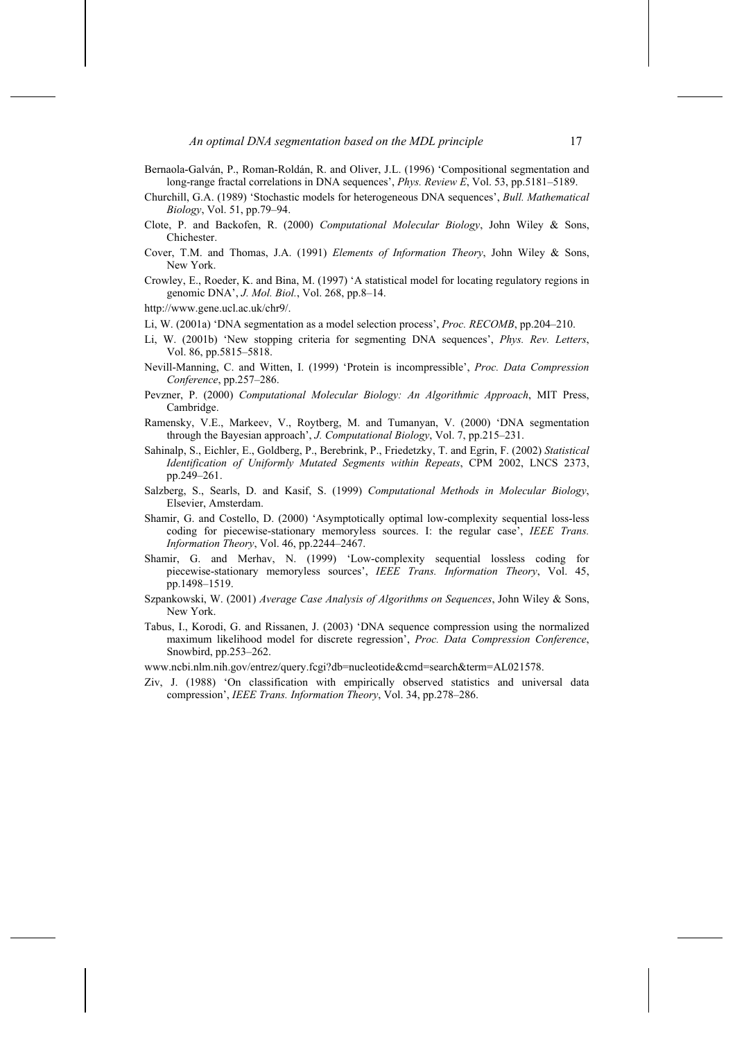Bernaola-Galván, P., Roman-Roldán, R. and Oliver, J.L. (1996) 'Compositional segmentation and long-range fractal correlations in DNA sequences', *Phys. Review E*, Vol. 53, pp.5181–5189.

Churchill, G.A. (1989) 'Stochastic models for heterogeneous DNA sequences', *Bull. Mathematical Biology*, Vol. 51, pp.79–94.

Clote, P. and Backofen, R. (2000) *Computational Molecular Biology*, John Wiley & Sons, Chichester.

Cover, T.M. and Thomas, J.A. (1991) *Elements of Information Theory*, John Wiley & Sons, New York.

Crowley, E., Roeder, K. and Bina, M. (1997) 'A statistical model for locating regulatory regions in genomic DNA', *J. Mol. Biol.*, Vol. 268, pp.8–14.

http://www.gene.ucl.ac.uk/chr9/.

Li, W. (2001a) 'DNA segmentation as a model selection process', *Proc. RECOMB*, pp.204–210.

Li, W. (2001b) 'New stopping criteria for segmenting DNA sequences', *Phys. Rev. Letters*, Vol. 86, pp.5815–5818.

Nevill-Manning, C. and Witten, I. (1999) 'Protein is incompressible', *Proc. Data Compression Conference*, pp.257–286.

Pevzner, P. (2000) *Computational Molecular Biology: An Algorithmic Approach*, MIT Press, Cambridge.

Ramensky, V.E., Markeev, V., Roytberg, M. and Tumanyan, V. (2000) 'DNA segmentation through the Bayesian approach', *J. Computational Biology*, Vol. 7, pp.215–231.

Sahinalp, S., Eichler, E., Goldberg, P., Berebrink, P., Friedetzky, T. and Egrin, F. (2002) *Statistical Identification of Uniformly Mutated Segments within Repeats*, CPM 2002, LNCS 2373, pp.249–261.

Salzberg, S., Searls, D. and Kasif, S. (1999) *Computational Methods in Molecular Biology*, Elsevier, Amsterdam.

Shamir, G. and Costello, D. (2000) 'Asymptotically optimal low-complexity sequential loss-less coding for piecewise-stationary memoryless sources. I: the regular case', *IEEE Trans. Information Theory*, Vol. 46, pp.2244–2467.

Shamir, G. and Merhav, N. (1999) 'Low-complexity sequential lossless coding for piecewise-stationary memoryless sources', *IEEE Trans. Information Theory*, Vol. 45, pp.1498–1519.

Szpankowski, W. (2001) *Average Case Analysis of Algorithms on Sequences*, John Wiley & Sons, New York.

Tabus, I., Korodi, G. and Rissanen, J. (2003) 'DNA sequence compression using the normalized maximum likelihood model for discrete regression', *Proc. Data Compression Conference*, Snowbird, pp.253–262.

www.ncbi.nlm.nih.gov/entrez/query.fcgi?db=nucleotide&cmd=search&term=AL021578.

Ziv, J. (1988) 'On classification with empirically observed statistics and universal data compression', *IEEE Trans. Information Theory*, Vol. 34, pp.278–286.